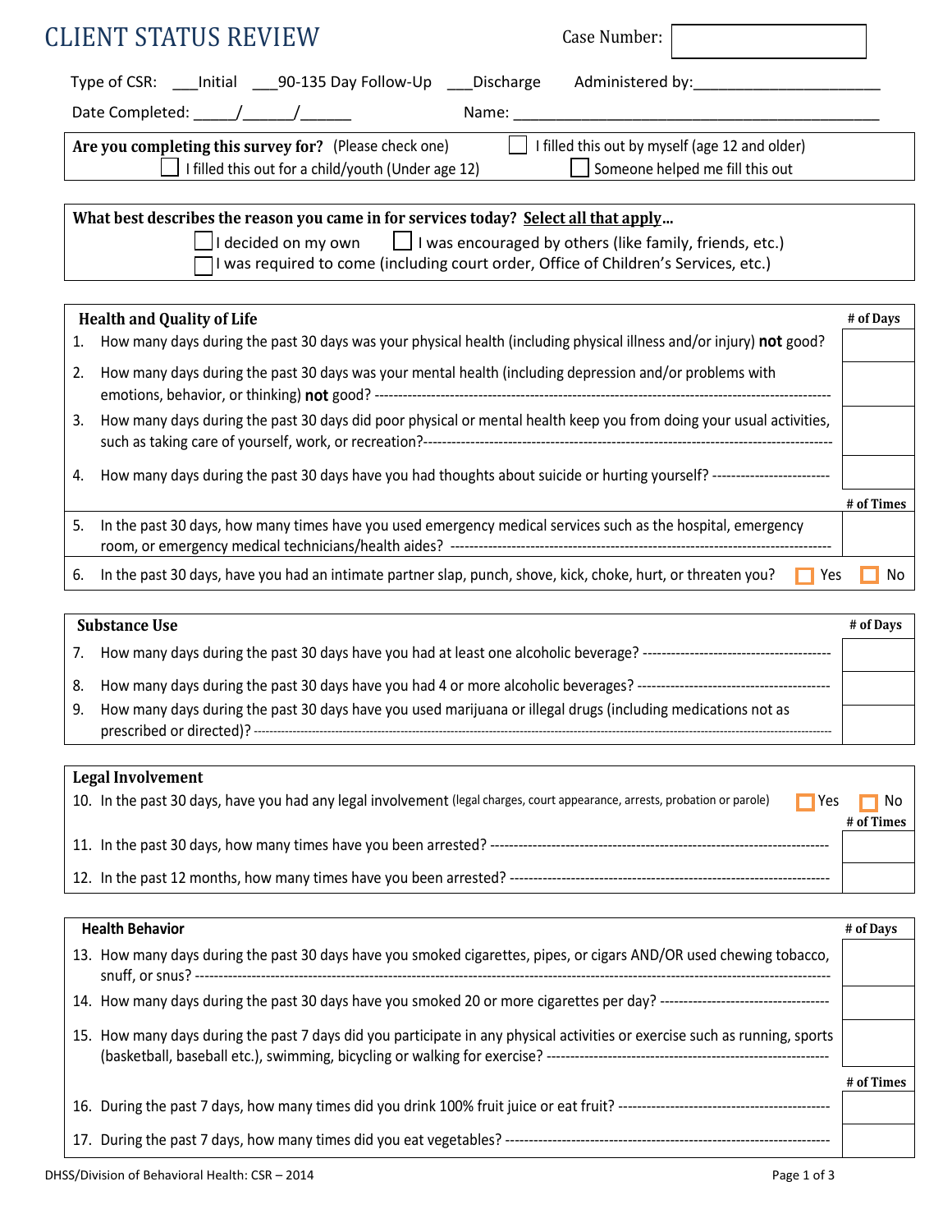# CLIENT STATUS REVIEW

Case Number: ____________

Type of CSR: ___Initial ___90-135 Day Follow-Up ___Discharge     Administered by:______________________

Date Completed: _____/______/______     Name: ___________________________________________

**Are you completing this survey for?** (Please check one)
- ☐ I filled this out by myself (age 12 and older)
- ☐ I filled this out for a child/youth (Under age 12)
- ☐ Someone helped me fill this out

**What best describes the reason you came in for services today? Select all that apply…**
- ☐ I decided on my own
- ☐ I was encouraged by others (like family, friends, etc.)
- ☐ I was required to come (including court order, Office of Children's Services, etc.)

| **Health and Quality of Life** | **# of Days** |
|---|---|
| 1. How many days during the past 30 days was your physical health (including physical illness and/or injury) **not** good? | |
| 2. How many days during the past 30 days was your mental health (including depression and/or problems with emotions, behavior, or thinking) **not** good? | |
| 3. How many days during the past 30 days did poor physical or mental health keep you from doing your usual activities, such as taking care of yourself, work, or recreation? | |
| 4. How many days during the past 30 days have you had thoughts about suicide or hurting yourself? | |
| | **# of Times** |
| 5. In the past 30 days, how many times have you used emergency medical services such as the hospital, emergency room, or emergency medical technicians/health aides? | |
| 6. In the past 30 days, have you had an intimate partner slap, punch, shove, kick, choke, hurt, or threaten you? | ☐ Yes ☐ No |

| **Substance Use** | **# of Days** |
|---|---|
| 7. How many days during the past 30 days have you had at least one alcoholic beverage? | |
| 8. How many days during the past 30 days have you had 4 or more alcoholic beverages? | |
| 9. How many days during the past 30 days have you used marijuana or illegal drugs (including medications not as prescribed or directed)? | |

| **Legal Involvement** | |
|---|---|
| 10. In the past 30 days, have you had any legal involvement (legal charges, court appearance, arrests, probation or parole) | ☐ Yes ☐ No |
| | **# of Times** |
| 11. In the past 30 days, how many times have you been arrested? | |
| 12. In the past 12 months, how many times have you been arrested? | |

| **Health Behavior** | **# of Days** |
|---|---|
| 13. How many days during the past 30 days have you smoked cigarettes, pipes, or cigars AND/OR used chewing tobacco, snuff, or snus? | |
| 14. How many days during the past 30 days have you smoked 20 or more cigarettes per day? | |
| 15. How many days during the past 7 days did you participate in any physical activities or exercise such as running, sports (basketball, baseball etc.), swimming, bicycling or walking for exercise? | |
| | **# of Times** |
| 16. During the past 7 days, how many times did you drink 100% fruit juice or eat fruit? | |
| 17. During the past 7 days, how many times did you eat vegetables? | |

DHSS/Division of Behavioral Health: CSR – 2014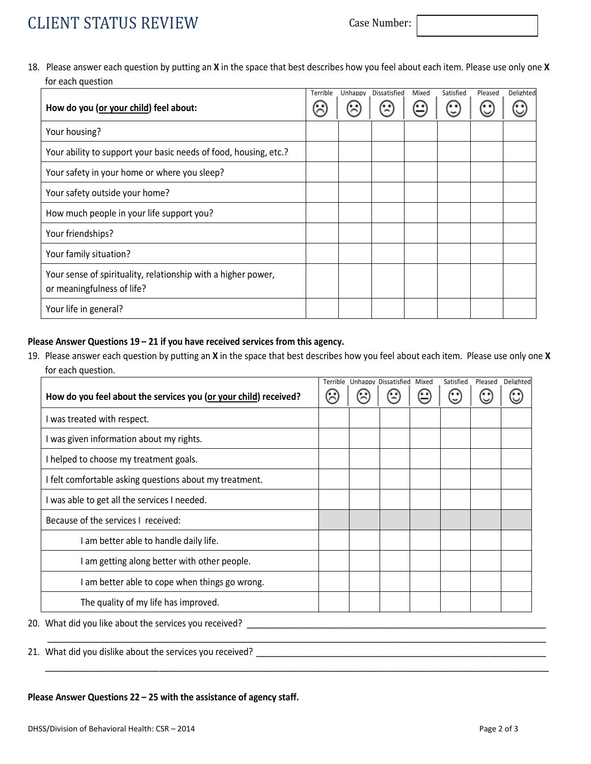// CLIENT STATUS REVIEW

Case Number:

18. Please answer each question by putting an **X** in the space that best describes how you feel about each item. Please use only one **X** for each question

| **How do you (<u>or your child</u>) feel about:** | Terrible ☹ | Unhappy ☹ | Dissatisfied ☹ | Mixed 😐 | Satisfied ☺ | Pleased ☺ | Delighted ☺ |
|---|---|---|---|---|---|---|---|
| Your housing? | | | | | | | |
| Your ability to support your basic needs of food, housing, etc.? | | | | | | | |
| Your safety in your home or where you sleep? | | | | | | | |
| Your safety outside your home? | | | | | | | |
| How much people in your life support you? | | | | | | | |
| Your friendships? | | | | | | | |
| Your family situation? | | | | | | | |
| Your sense of spirituality, relationship with a higher power, or meaningfulness of life? | | | | | | | |
| Your life in general? | | | | | | | |

**Please Answer Questions 19 – 21 if you have received services from this agency.**

19. Please answer each question by putting an **X** in the space that best describes how you feel about each item. Please use only one **X** for each question.

| **How do you feel about the services you (<u>or your child</u>) received?** | Terrible ☹ | Unhappy ☹ | Dissatisfied ☹ | Mixed 😐 | Satisfied ☺ | Pleased ☺ | Delighted ☺ |
|---|---|---|---|---|---|---|---|
| I was treated with respect. | | | | | | | |
| I was given information about my rights. | | | | | | | |
| I helped to choose my treatment goals. | | | | | | | |
| I felt comfortable asking questions about my treatment. | | | | | | | |
| I was able to get all the services I needed. | | | | | | | |
| Because of the services I received: | | | | | | | |
| I am better able to handle daily life. | | | | | | | |
| I am getting along better with other people. | | | | | | | |
| I am better able to cope when things go wrong. | | | | | | | |
| The quality of my life has improved. | | | | | | | |

20. What did you like about the services you received? ____________________________________________

____________________________________________________________________________________

21. What did you dislike about the services you received? __________________________________________

____________________________________________________________________________________

**Please Answer Questions 22 – 25 with the assistance of agency staff.**

DHSS/Division of Behavioral Health: CSR – 2014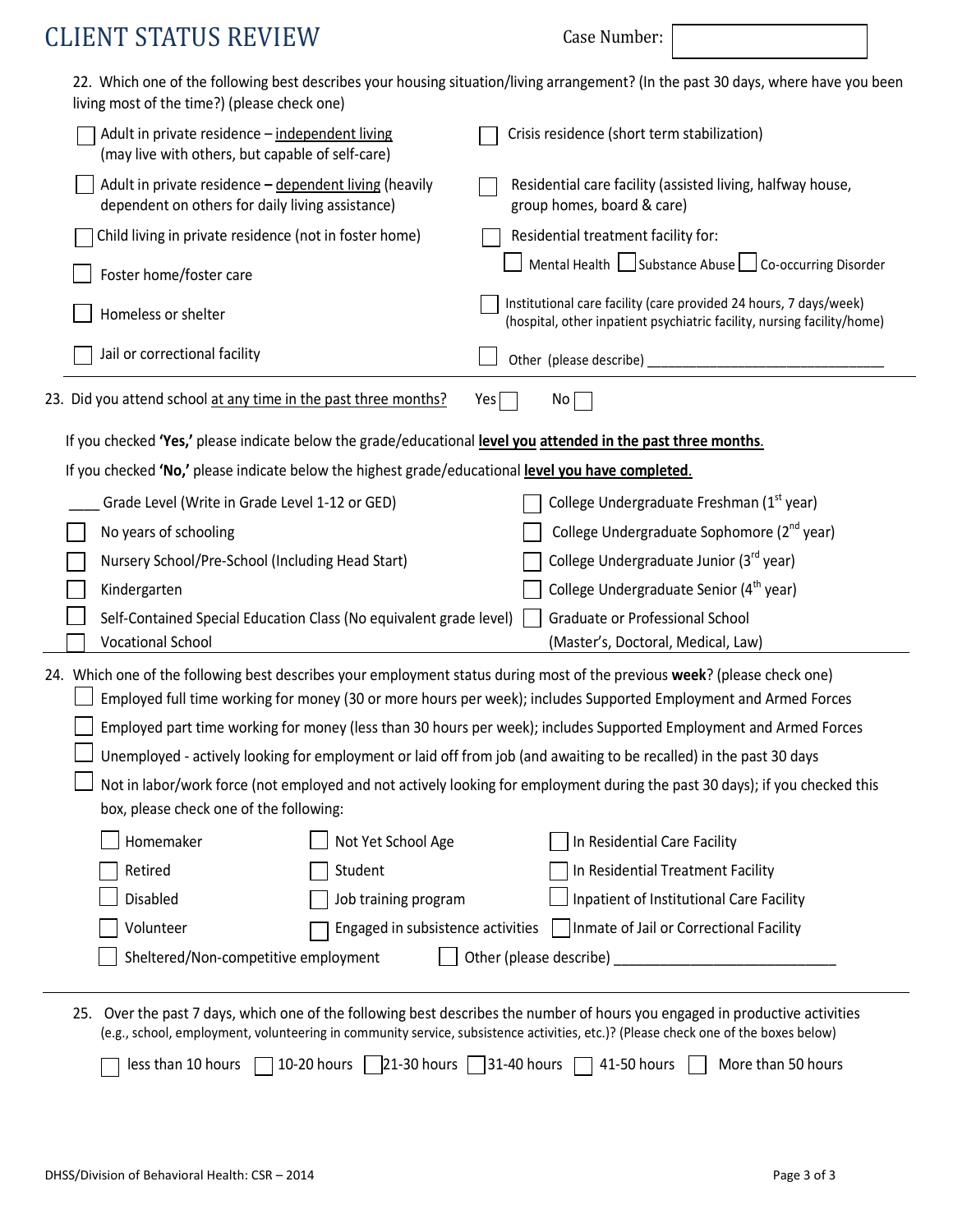# CLIENT STATUS REVIEW

Case Number:

22. Which one of the following best describes your housing situation/living arrangement? (In the past 30 days, where have you been living most of the time?) (please check one)

- ☐ Adult in private residence – independent living (may live with others, but capable of self-care)
- ☐ Adult in private residence – dependent living (heavily dependent on others for daily living assistance)
- ☐ Child living in private residence (not in foster home)
- ☐ Foster home/foster care
- ☐ Homeless or shelter
- ☐ Jail or correctional facility
- ☐ Crisis residence (short term stabilization)
- ☐ Residential care facility (assisted living, halfway house, group homes, board & care)
- ☐ Residential treatment facility for:
  - ☐ Mental Health ☐ Substance Abuse ☐ Co-occurring Disorder
- ☐ Institutional care facility (care provided 24 hours, 7 days/week) (hospital, other inpatient psychiatric facility, nursing facility/home)
- ☐ Other (please describe) ______________________________

23. Did you attend school at any time in the past three months? Yes ☐ No ☐

If you checked **'Yes,'** please indicate below the grade/educational **level you attended in the past three months**.

If you checked **'No,'** please indicate below the highest grade/educational **level you have completed**.

- ____ Grade Level (Write in Grade Level 1-12 or GED)
- ☐ No years of schooling
- ☐ Nursery School/Pre-School (Including Head Start)
- ☐ Kindergarten
- ☐ Self-Contained Special Education Class (No equivalent grade level)
- ☐ Vocational School
- ☐ College Undergraduate Freshman (1st year)
- ☐ College Undergraduate Sophomore (2nd year)
- ☐ College Undergraduate Junior (3rd year)
- ☐ College Undergraduate Senior (4th year)
- ☐ Graduate or Professional School (Master's, Doctoral, Medical, Law)

24. Which one of the following best describes your employment status during most of the previous **week**? (please check one)

- ☐ Employed full time working for money (30 or more hours per week); includes Supported Employment and Armed Forces
- ☐ Employed part time working for money (less than 30 hours per week); includes Supported Employment and Armed Forces
- ☐ Unemployed - actively looking for employment or laid off from job (and awaiting to be recalled) in the past 30 days
- ☐ Not in labor/work force (not employed and not actively looking for employment during the past 30 days); if you checked this box, please check one of the following:
  - ☐ Homemaker
  - ☐ Retired
  - ☐ Disabled
  - ☐ Volunteer
  - ☐ Sheltered/Non-competitive employment
  - ☐ Not Yet School Age
  - ☐ Student
  - ☐ Job training program
  - ☐ Engaged in subsistence activities
  - ☐ In Residential Care Facility
  - ☐ In Residential Treatment Facility
  - ☐ Inpatient of Institutional Care Facility
  - ☐ Inmate of Jail or Correctional Facility
  - ☐ Other (please describe) ____________________________

25. Over the past 7 days, which one of the following best describes the number of hours you engaged in productive activities (e.g., school, employment, volunteering in community service, subsistence activities, etc.)? (Please check one of the boxes below)

☐ less than 10 hours ☐ 10-20 hours ☐ 21-30 hours ☐ 31-40 hours ☐ 41-50 hours ☐ More than 50 hours

DHSS/Division of Behavioral Health: CSR – 2014